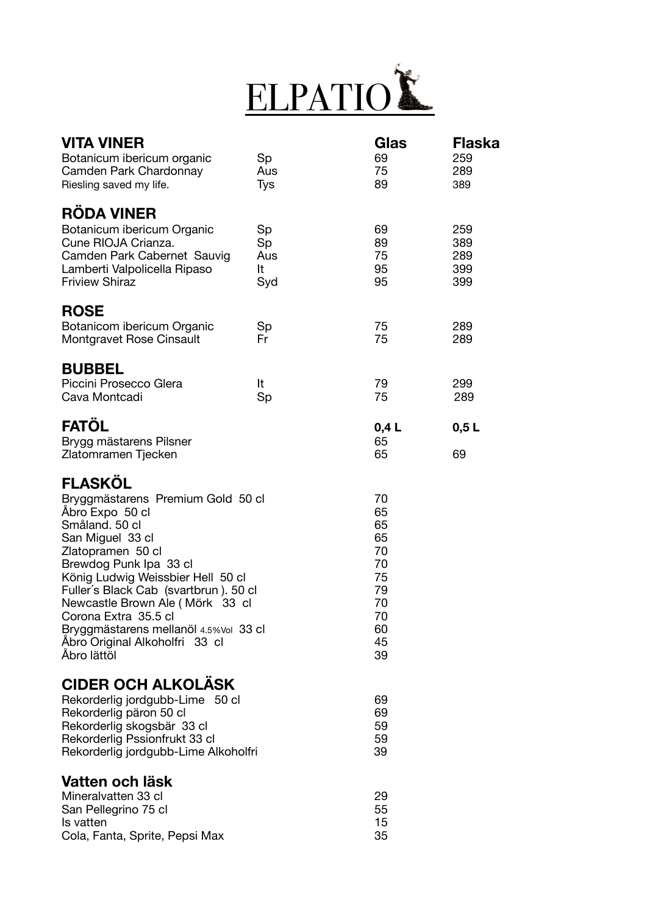# ELPATIO

## VITA VINER

| VITA VINER | | Glas | Flaska |
|---|---|---|---|
| Botanicum ibericum organic | Sp | 69 | 259 |
| Camden Park Chardonnay | Aus | 75 | 289 |
| Riesling saved my life. | Tys | 89 | 389 |

## RÖDA VINER

| RÖDA VINER | | Glas | Flaska |
|---|---|---|---|
| Botanicum ibericum Organic | Sp | 69 | 259 |
| Cune RIOJA Crianza. | Sp | 89 | 389 |
| Camden Park Cabernet Sauvig | Aus | 75 | 289 |
| Lamberti Valpolicella Ripaso | It | 95 | 399 |
| Friview Shiraz | Syd | 95 | 399 |

## ROSE

| ROSE | | Glas | Flaska |
|---|---|---|---|
| Botanicom ibericum Organic | Sp | 75 | 289 |
| Montgravet Rose Cinsault | Fr | 75 | 289 |

## BUBBEL

| BUBBEL | | Glas | Flaska |
|---|---|---|---|
| Piccini Prosecco Glera | It | 79 | 299 |
| Cava Montcadi | Sp | 75 | 289 |

## FATÖL

| FATÖL | 0,4 L | 0,5 L |
|---|---|---|
| Brygg mästarens Pilsner | 65 | |
| Zlatomramen Tjecken | 65 | 69 |

## FLASKÖL

| FLASKÖL | |
|---|---|
| Bryggmästarens Premium Gold 50 cl | 70 |
| Åbro Expo 50 cl | 65 |
| Småland. 50 cl | 65 |
| San Miguel 33 cl | 65 |
| Zlatopramen 50 cl | 70 |
| Brewdog Punk Ipa 33 cl | 70 |
| König Ludwig Weissbier Hell 50 cl | 75 |
| Fuller´s Black Cab (svartbrun ). 50 cl | 79 |
| Newcastle Brown Ale ( Mörk 33 cl | 70 |
| Corona Extra 35.5 cl | 70 |
| Bryggmästarens mellanöl 4.5%Vol 33 cl | 60 |
| Åbro Original Alkoholfri 33 cl | 45 |
| Åbro lättöl | 39 |

## CIDER OCH ALKOLÄSK

| CIDER OCH ALKOLÄSK | |
|---|---|
| Rekorderlig jordgubb-Lime 50 cl | 69 |
| Rekorderlig päron 50 cl | 69 |
| Rekorderlig skogsbär 33 cl | 59 |
| Rekorderlig Pssionfrukt 33 cl | 59 |
| Rekorderlig jordgubb-Lime Alkoholfri | 39 |

## Vatten och läsk

| Vatten och läsk | |
|---|---|
| Mineralvatten 33 cl | 29 |
| San Pellegrino 75 cl | 55 |
| Is vatten | 15 |
| Cola, Fanta, Sprite, Pepsi Max | 35 |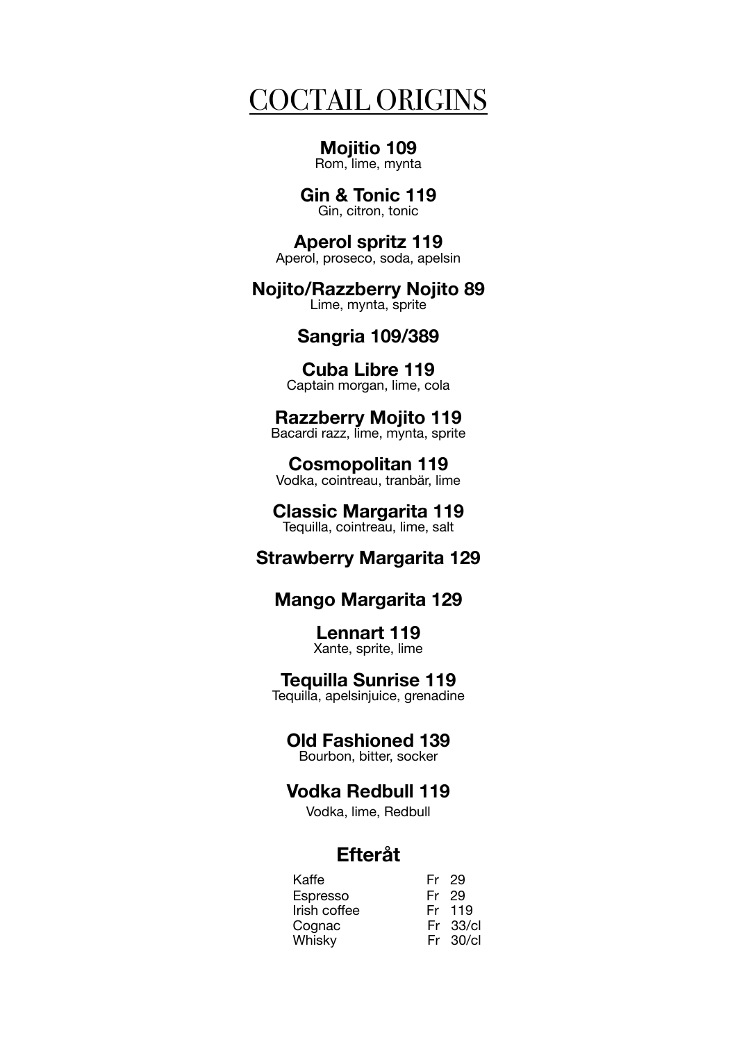# COCTAIL ORIGINS

**Mojitio 109**
Rom, lime, mynta

**Gin & Tonic 119**
Gin, citron, tonic

**Aperol spritz 119**
Aperol, proseco, soda, apelsin

**Nojito/Razzberry Nojito 89**
Lime, mynta, sprite

**Sangria 109/389**

**Cuba Libre 119**
Captain morgan, lime, cola

**Razzberry Mojito 119**
Bacardi razz, lime, mynta, sprite

**Cosmopolitan 119**
Vodka, cointreau, tranbär, lime

**Classic Margarita 119**
Tequilla, cointreau, lime, salt

**Strawberry Margarita 129**

**Mango Margarita 129**

**Lennart 119**
Xante, sprite, lime

**Tequilla Sunrise 119**
Tequilla, apelsinjuice, grenadine

**Old Fashioned 139**
Bourbon, bitter, socker

**Vodka Redbull 119**
Vodka, lime, Redbull

## Efteråt

| | |
|---|---|
| Kaffe | Fr 29 |
| Espresso | Fr 29 |
| Irish coffee | Fr 119 |
| Cognac | Fr 33/cl |
| Whisky | Fr 30/cl |